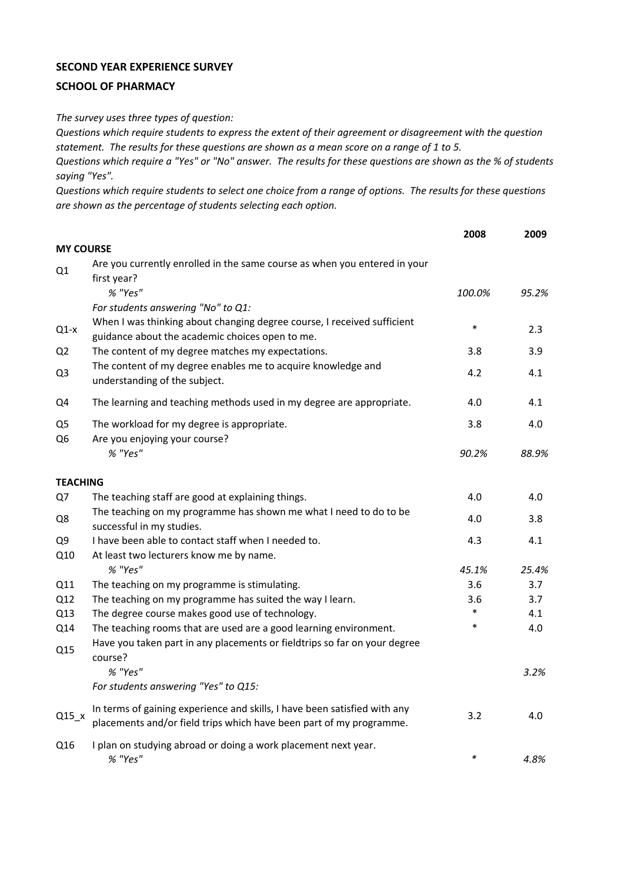**SECOND YEAR EXPERIENCE SURVEY**

**SCHOOL OF PHARMACY**

*The survey uses three types of question:*
*Questions which require students to express the extent of their agreement or disagreement with the question statement. The results for these questions are shown as a mean score on a range of 1 to 5.*
*Questions which require a "Yes" or "No" answer. The results for these questions are shown as the % of students saying "Yes".*
*Questions which require students to select one choice from a range of options. The results for these questions are shown as the percentage of students selecting each option.*

| | | 2008 | 2009 |
|---|---|---|---|
| **MY COURSE** | | | |
| Q1 | Are you currently enrolled in the same course as when you entered in your first year? | | |
| | *% "Yes"* | *100.0%* | *95.2%* |
| | *For students answering "No" to Q1:* | | |
| Q1-x | When I was thinking about changing degree course, I received sufficient guidance about the academic choices open to me. | * | 2.3 |
| Q2 | The content of my degree matches my expectations. | 3.8 | 3.9 |
| Q3 | The content of my degree enables me to acquire knowledge and understanding of the subject. | 4.2 | 4.1 |
| Q4 | The learning and teaching methods used in my degree are appropriate. | 4.0 | 4.1 |
| Q5 | The workload for my degree is appropriate. | 3.8 | 4.0 |
| Q6 | Are you enjoying your course? | | |
| | *% "Yes"* | *90.2%* | *88.9%* |
| **TEACHING** | | | |
| Q7 | The teaching staff are good at explaining things. | 4.0 | 4.0 |
| Q8 | The teaching on my programme has shown me what I need to do to be successful in my studies. | 4.0 | 3.8 |
| Q9 | I have been able to contact staff when I needed to. | 4.3 | 4.1 |
| Q10 | At least two lecturers know me by name. | | |
| | *% "Yes"* | *45.1%* | *25.4%* |
| Q11 | The teaching on my programme is stimulating. | 3.6 | 3.7 |
| Q12 | The teaching on my programme has suited the way I learn. | 3.6 | 3.7 |
| Q13 | The degree course makes good use of technology. | * | 4.1 |
| Q14 | The teaching rooms that are used are a good learning environment. | * | 4.0 |
| Q15 | Have you taken part in any placements or fieldtrips so far on your degree course? | | |
| | *% "Yes"* | | *3.2%* |
| | *For students answering "Yes" to Q15:* | | |
| Q15_x | In terms of gaining experience and skills, I have been satisfied with any placements and/or field trips which have been part of my programme. | 3.2 | 4.0 |
| Q16 | I plan on studying abroad or doing a work placement next year. | | |
| | *% "Yes"* | * | *4.8%* |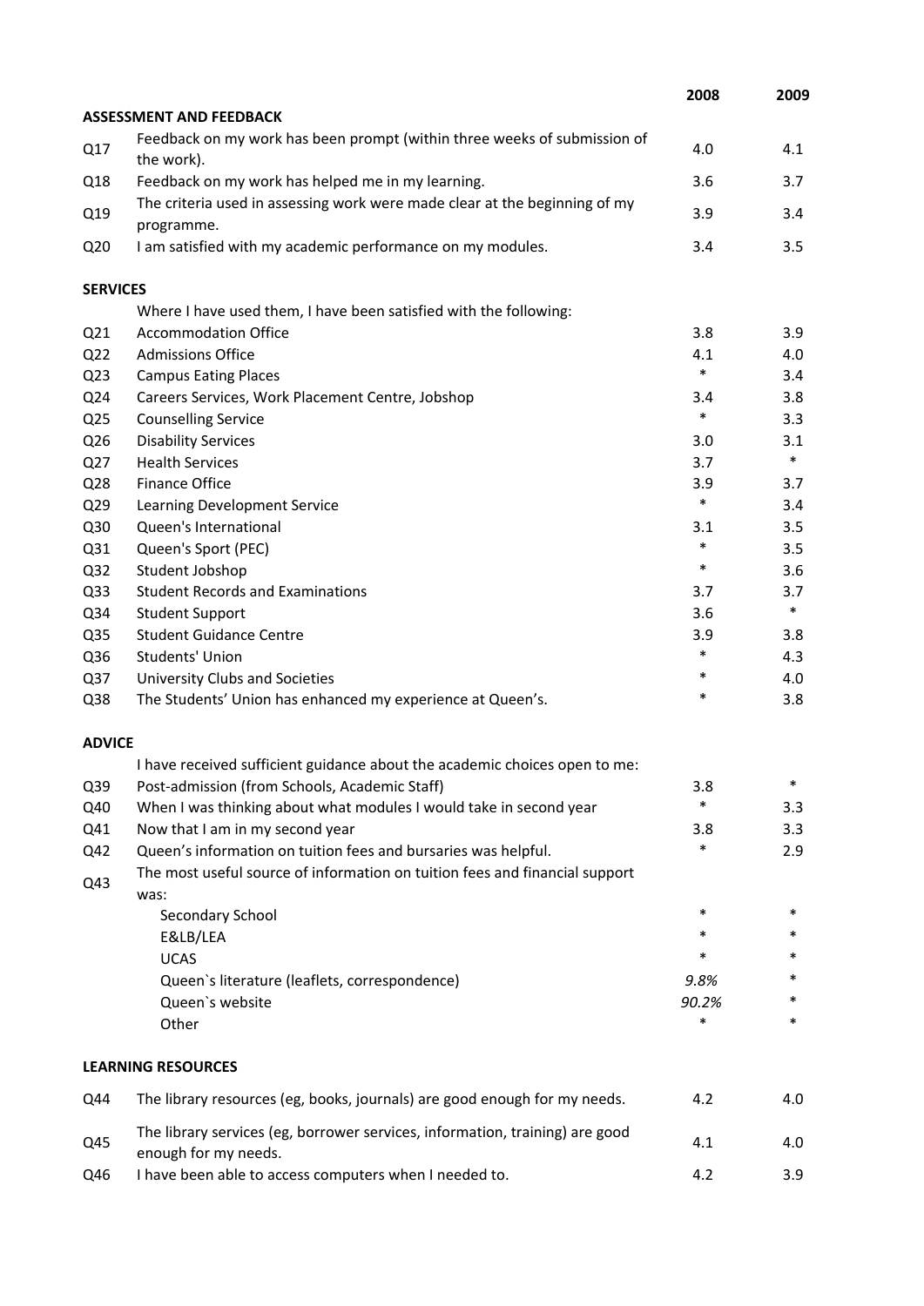| | | 2008 | 2009 |
|---|---|---|---|
| **ASSESSMENT AND FEEDBACK** | | | |
| Q17 | Feedback on my work has been prompt (within three weeks of submission of the work). | 4.0 | 4.1 |
| Q18 | Feedback on my work has helped me in my learning. | 3.6 | 3.7 |
| Q19 | The criteria used in assessing work were made clear at the beginning of my programme. | 3.9 | 3.4 |
| Q20 | I am satisfied with my academic performance on my modules. | 3.4 | 3.5 |
| **SERVICES** | | | |
| | Where I have used them, I have been satisfied with the following: | | |
| Q21 | Accommodation Office | 3.8 | 3.9 |
| Q22 | Admissions Office | 4.1 | 4.0 |
| Q23 | Campus Eating Places | * | 3.4 |
| Q24 | Careers Services, Work Placement Centre, Jobshop | 3.4 | 3.8 |
| Q25 | Counselling Service | * | 3.3 |
| Q26 | Disability Services | 3.0 | 3.1 |
| Q27 | Health Services | 3.7 | * |
| Q28 | Finance Office | 3.9 | 3.7 |
| Q29 | Learning Development Service | * | 3.4 |
| Q30 | Queen's International | 3.1 | 3.5 |
| Q31 | Queen's Sport (PEC) | * | 3.5 |
| Q32 | Student Jobshop | * | 3.6 |
| Q33 | Student Records and Examinations | 3.7 | 3.7 |
| Q34 | Student Support | 3.6 | * |
| Q35 | Student Guidance Centre | 3.9 | 3.8 |
| Q36 | Students' Union | * | 4.3 |
| Q37 | University Clubs and Societies | * | 4.0 |
| Q38 | The Students' Union has enhanced my experience at Queen's. | * | 3.8 |
| **ADVICE** | | | |
| | I have received sufficient guidance about the academic choices open to me: | | |
| Q39 | Post-admission (from Schools, Academic Staff) | 3.8 | * |
| Q40 | When I was thinking about what modules I would take in second year | * | 3.3 |
| Q41 | Now that I am in my second year | 3.8 | 3.3 |
| Q42 | Queen's information on tuition fees and bursaries was helpful. | * | 2.9 |
| Q43 | The most useful source of information on tuition fees and financial support was: | | |
| | Secondary School | * | * |
| | E&LB/LEA | * | * |
| | UCAS | * | * |
| | Queen`s literature (leaflets, correspondence) | *9.8%* | * |
| | Queen`s website | *90.2%* | * |
| | Other | * | * |
| **LEARNING RESOURCES** | | | |
| Q44 | The library resources (eg, books, journals) are good enough for my needs. | 4.2 | 4.0 |
| Q45 | The library services (eg, borrower services, information, training) are good enough for my needs. | 4.1 | 4.0 |
| Q46 | I have been able to access computers when I needed to. | 4.2 | 3.9 |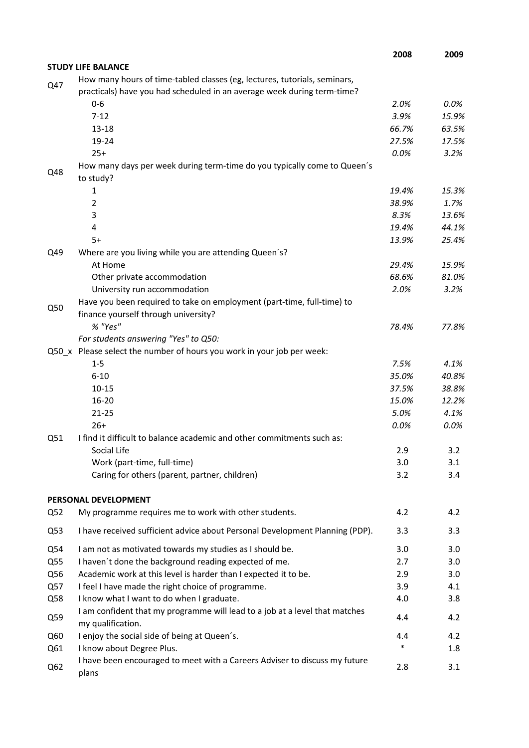| | | 2008 | 2009 |
|---|---|---|---|
| **STUDY LIFE BALANCE** | | | |
| Q47 | How many hours of time-tabled classes (eg, lectures, tutorials, seminars, practicals) have you had scheduled in an average week during term-time? | | |
| | 0-6 | *2.0%* | *0.0%* |
| | 7-12 | *3.9%* | *15.9%* |
| | 13-18 | *66.7%* | *63.5%* |
| | 19-24 | *27.5%* | *17.5%* |
| | 25+ | *0.0%* | *3.2%* |
| Q48 | How many days per week during term-time do you typically come to Queen´s to study? | | |
| | 1 | *19.4%* | *15.3%* |
| | 2 | *38.9%* | *1.7%* |
| | 3 | *8.3%* | *13.6%* |
| | 4 | *19.4%* | *44.1%* |
| | 5+ | *13.9%* | *25.4%* |
| Q49 | Where are you living while you are attending Queen´s? | | |
| | At Home | *29.4%* | *15.9%* |
| | Other private accommodation | *68.6%* | *81.0%* |
| | University run accommodation | *2.0%* | *3.2%* |
| Q50 | Have you been required to take on employment (part-time, full-time) to finance yourself through university? | | |
| | *% "Yes"* | *78.4%* | *77.8%* |
| | *For students answering "Yes" to Q50:* | | |
| Q50_x | Please select the number of hours you work in your job per week: | | |
| | 1-5 | *7.5%* | *4.1%* |
| | 6-10 | *35.0%* | *40.8%* |
| | 10-15 | *37.5%* | *38.8%* |
| | 16-20 | *15.0%* | *12.2%* |
| | 21-25 | *5.0%* | *4.1%* |
| | 26+ | *0.0%* | *0.0%* |
| Q51 | I find it difficult to balance academic and other commitments such as: | | |
| | Social Life | 2.9 | 3.2 |
| | Work (part-time, full-time) | 3.0 | 3.1 |
| | Caring for others (parent, partner, children) | 3.2 | 3.4 |
| **PERSONAL DEVELOPMENT** | | | |
| Q52 | My programme requires me to work with other students. | 4.2 | 4.2 |
| Q53 | I have received sufficient advice about Personal Development Planning (PDP). | 3.3 | 3.3 |
| Q54 | I am not as motivated towards my studies as I should be. | 3.0 | 3.0 |
| Q55 | I haven´t done the background reading expected of me. | 2.7 | 3.0 |
| Q56 | Academic work at this level is harder than I expected it to be. | 2.9 | 3.0 |
| Q57 | I feel I have made the right choice of programme. | 3.9 | 4.1 |
| Q58 | I know what I want to do when I graduate. | 4.0 | 3.8 |
| Q59 | I am confident that my programme will lead to a job at a level that matches my qualification. | 4.4 | 4.2 |
| Q60 | I enjoy the social side of being at Queen´s. | 4.4 | 4.2 |
| Q61 | I know about Degree Plus. | * | 1.8 |
| Q62 | I have been encouraged to meet with a Careers Adviser to discuss my future plans | 2.8 | 3.1 |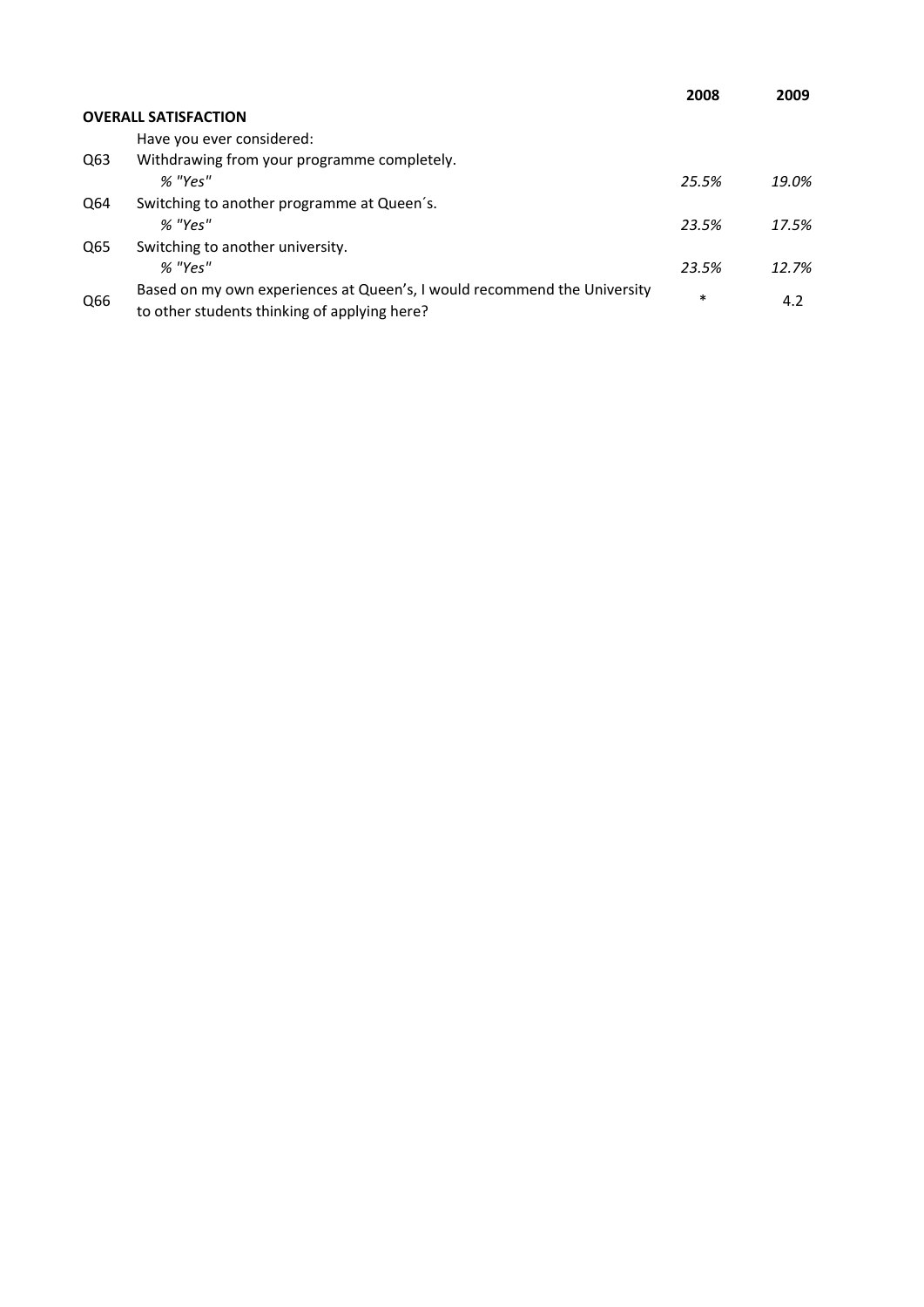| | | 2008 | 2009 |
|---|---|---|---|
| **OVERALL SATISFACTION** | | | |
| | Have you ever considered: | | |
| Q63 | Withdrawing from your programme completely. | | |
| | *% "Yes"* | *25.5%* | *19.0%* |
| Q64 | Switching to another programme at Queen´s. | | |
| | *% "Yes"* | *23.5%* | *17.5%* |
| Q65 | Switching to another university. | | |
| | *% "Yes"* | *23.5%* | *12.7%* |
| Q66 | Based on my own experiences at Queen's, I would recommend the University to other students thinking of applying here? | * | 4.2 |